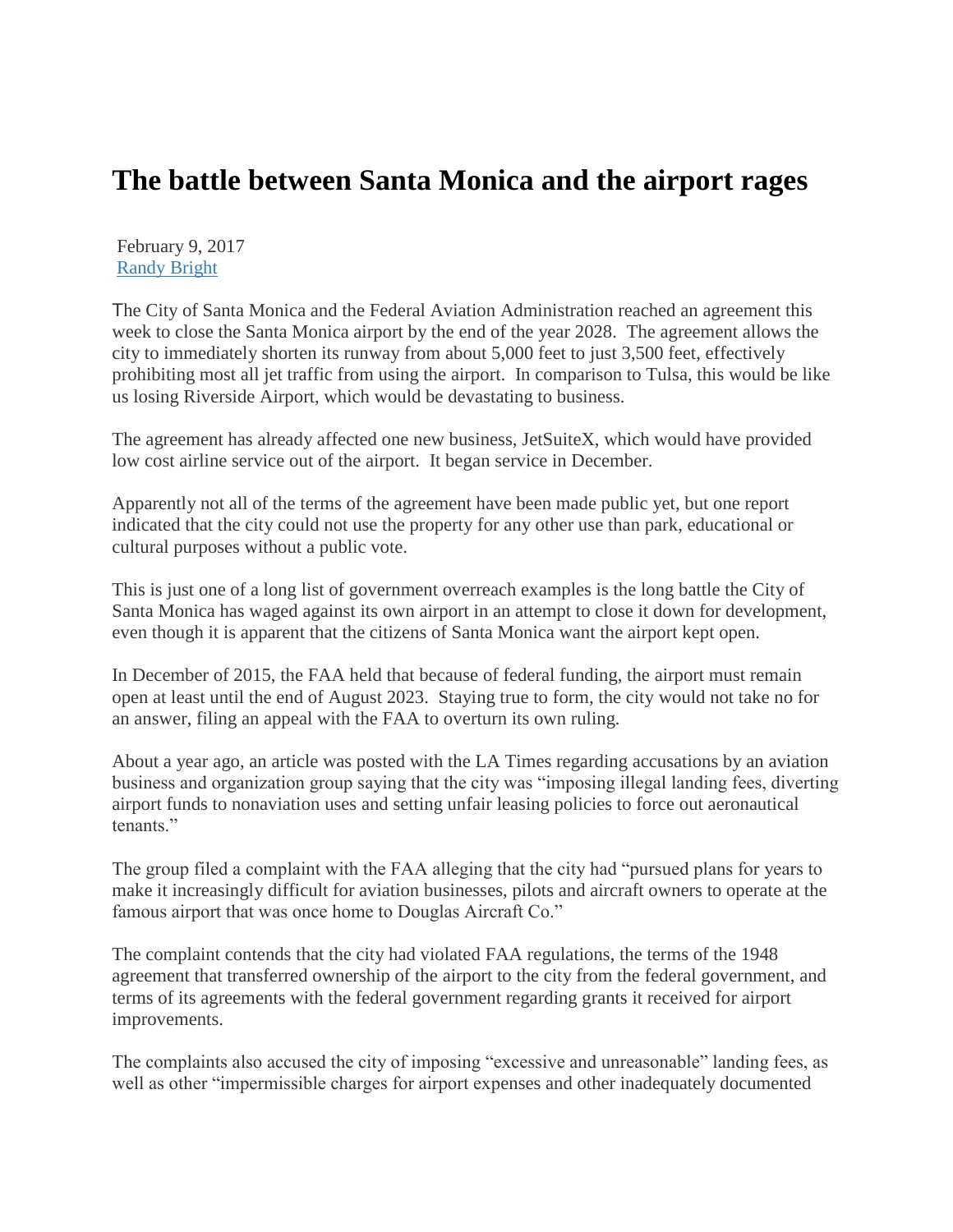# The battle between Santa Monica and the airport rages

February 9, 2017
[Randy Bright]

The City of Santa Monica and the Federal Aviation Administration reached an agreement this week to close the Santa Monica airport by the end of the year 2028. The agreement allows the city to immediately shorten its runway from about 5,000 feet to just 3,500 feet, effectively prohibiting most all jet traffic from using the airport. In comparison to Tulsa, this would be like us losing Riverside Airport, which would be devastating to business.

The agreement has already affected one new business, JetSuiteX, which would have provided low cost airline service out of the airport. It began service in December.

Apparently not all of the terms of the agreement have been made public yet, but one report indicated that the city could not use the property for any other use than park, educational or cultural purposes without a public vote.

This is just one of a long list of government overreach examples is the long battle the City of Santa Monica has waged against its own airport in an attempt to close it down for development, even though it is apparent that the citizens of Santa Monica want the airport kept open.

In December of 2015, the FAA held that because of federal funding, the airport must remain open at least until the end of August 2023. Staying true to form, the city would not take no for an answer, filing an appeal with the FAA to overturn its own ruling.

About a year ago, an article was posted with the LA Times regarding accusations by an aviation business and organization group saying that the city was "imposing illegal landing fees, diverting airport funds to nonaviation uses and setting unfair leasing policies to force out aeronautical tenants."

The group filed a complaint with the FAA alleging that the city had "pursued plans for years to make it increasingly difficult for aviation businesses, pilots and aircraft owners to operate at the famous airport that was once home to Douglas Aircraft Co."

The complaint contends that the city had violated FAA regulations, the terms of the 1948 agreement that transferred ownership of the airport to the city from the federal government, and terms of its agreements with the federal government regarding grants it received for airport improvements.

The complaints also accused the city of imposing "excessive and unreasonable" landing fees, as well as other "impermissible charges for airport expenses and other inadequately documented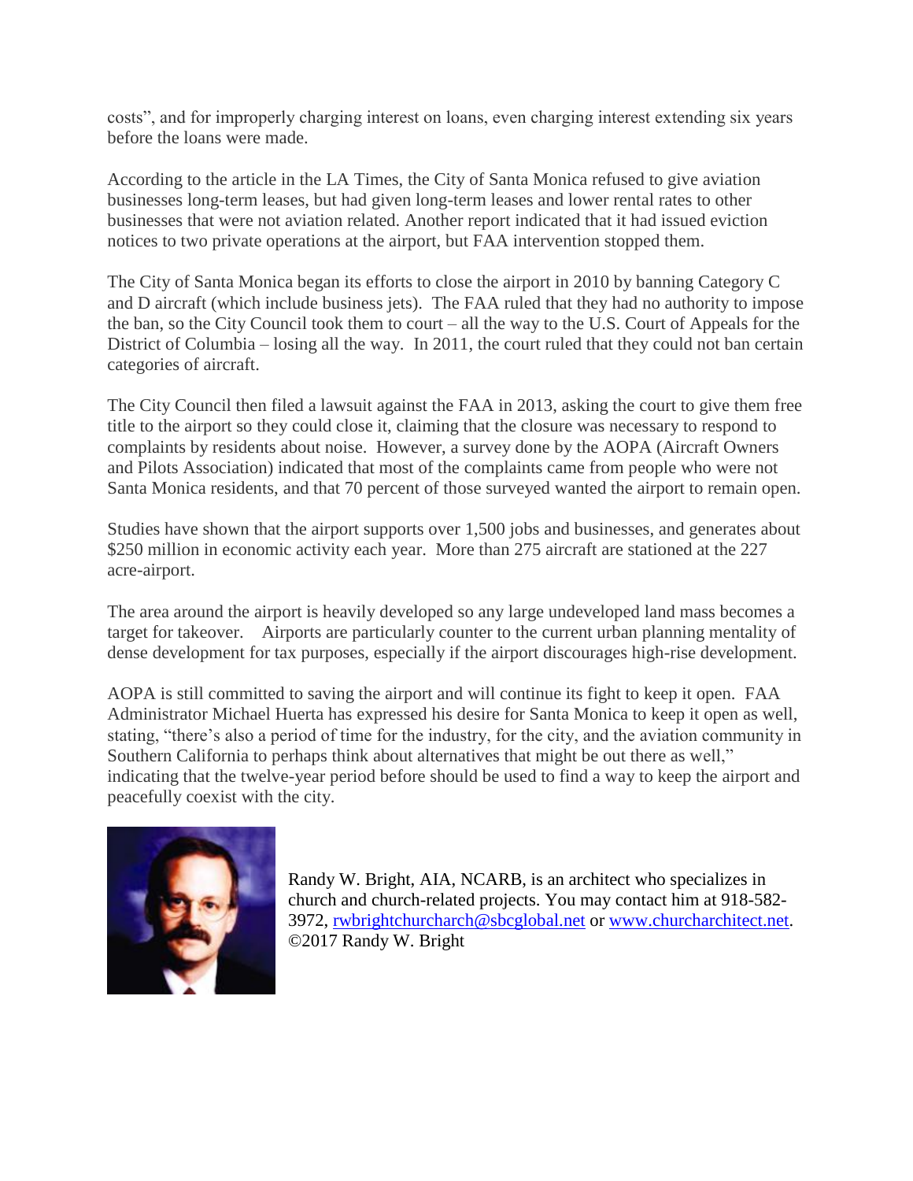costs", and for improperly charging interest on loans, even charging interest extending six years before the loans were made.

According to the article in the LA Times, the City of Santa Monica refused to give aviation businesses long-term leases, but had given long-term leases and lower rental rates to other businesses that were not aviation related. Another report indicated that it had issued eviction notices to two private operations at the airport, but FAA intervention stopped them.

The City of Santa Monica began its efforts to close the airport in 2010 by banning Category C and D aircraft (which include business jets). The FAA ruled that they had no authority to impose the ban, so the City Council took them to court – all the way to the U.S. Court of Appeals for the District of Columbia – losing all the way. In 2011, the court ruled that they could not ban certain categories of aircraft.

The City Council then filed a lawsuit against the FAA in 2013, asking the court to give them free title to the airport so they could close it, claiming that the closure was necessary to respond to complaints by residents about noise. However, a survey done by the AOPA (Aircraft Owners and Pilots Association) indicated that most of the complaints came from people who were not Santa Monica residents, and that 70 percent of those surveyed wanted the airport to remain open.

Studies have shown that the airport supports over 1,500 jobs and businesses, and generates about $250 million in economic activity each year. More than 275 aircraft are stationed at the 227 acre-airport.

The area around the airport is heavily developed so any large undeveloped land mass becomes a target for takeover. Airports are particularly counter to the current urban planning mentality of dense development for tax purposes, especially if the airport discourages high-rise development.

AOPA is still committed to saving the airport and will continue its fight to keep it open. FAA Administrator Michael Huerta has expressed his desire for Santa Monica to keep it open as well, stating, "there's also a period of time for the industry, for the city, and the aviation community in Southern California to perhaps think about alternatives that might be out there as well," indicating that the twelve-year period before should be used to find a way to keep the airport and peacefully coexist with the city.

Randy W. Bright, AIA, NCARB, is an architect who specializes in church and church-related projects. You may contact him at 918-582-3972, rwbrightchurcharch@sbcglobal.net or www.churcharchitect.net. ©2017 Randy W. Bright